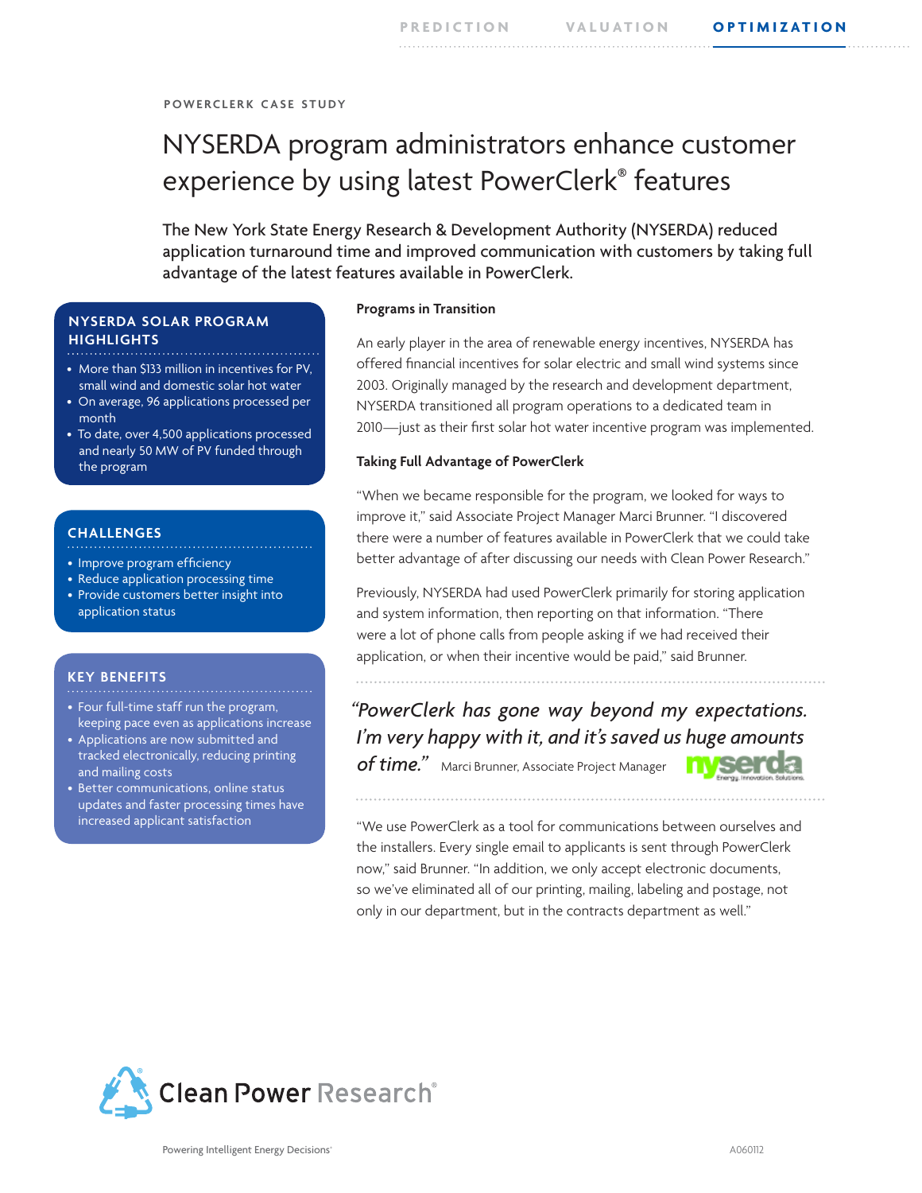PREDICTION VALUATION **OPTIMIZATION**

POWERCLERK CASE STUDY

# NYSERDA program administrators enhance customer experience by using latest PowerClerk® features

The New York State Energy Research & Development Authority (NYSERDA) reduced application turnaround time and improved communication with customers by taking full advantage of the latest features available in PowerClerk.

### NYSERDA SOLAR PROGRAM HIGHLIGHTS

- More than $133 million in incentives for PV, small wind and domestic solar hot water
- On average, 96 applications processed per month
- To date, over 4,500 applications processed and nearly 50 MW of PV funded through the program

### CHALLENGES

- Improve program efficiency
- Reduce application processing time
- Provide customers better insight into application status

### KEY BENEFITS

- Four full-time staff run the program, keeping pace even as applications increase
- Applications are now submitted and tracked electronically, reducing printing and mailing costs
- Better communications, online status updates and faster processing times have increased applicant satisfaction

**Programs in Transition**

An early player in the area of renewable energy incentives, NYSERDA has offered financial incentives for solar electric and small wind systems since 2003. Originally managed by the research and development department, NYSERDA transitioned all program operations to a dedicated team in 2010—just as their first solar hot water incentive program was implemented.

**Taking Full Advantage of PowerClerk**

"When we became responsible for the program, we looked for ways to improve it," said Associate Project Manager Marci Brunner. "I discovered there were a number of features available in PowerClerk that we could take better advantage of after discussing our needs with Clean Power Research."

Previously, NYSERDA had used PowerClerk primarily for storing application and system information, then reporting on that information. "There were a lot of phone calls from people asking if we had received their application, or when their incentive would be paid," said Brunner.

> *"PowerClerk has gone way beyond my expectations. I'm very happy with it, and it's saved us huge amounts of time."* Marci Brunner, Associate Project Manager

nyserda Energy. Innovation. Solutions.

"We use PowerClerk as a tool for communications between ourselves and the installers. Every single email to applicants is sent through PowerClerk now," said Brunner. "In addition, we only accept electronic documents, so we've eliminated all of our printing, mailing, labeling and postage, not only in our department, but in the contracts department as well."

Clean Power Research®

Powering Intelligent Energy Decisions®

A060112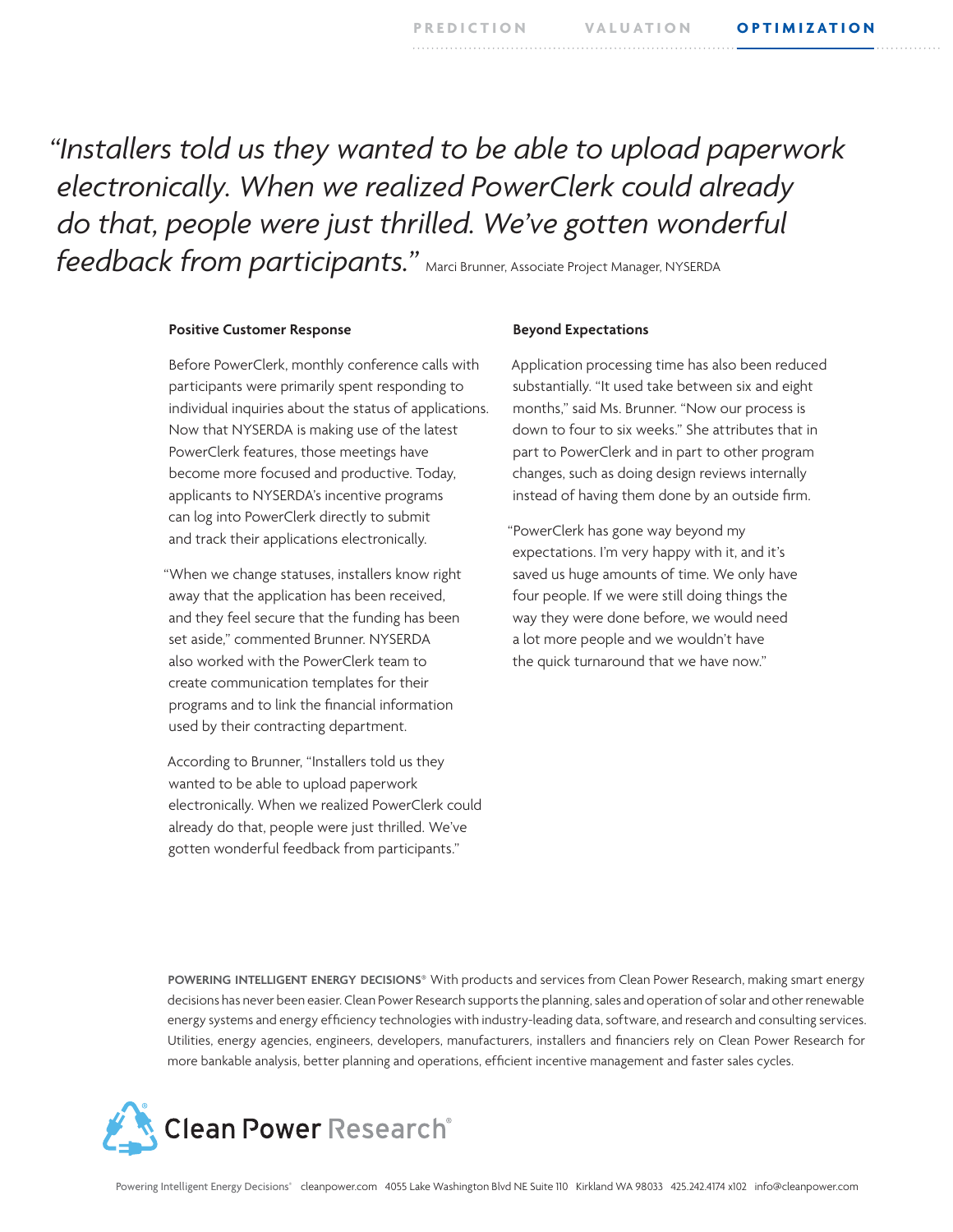*"Installers told us they wanted to be able to upload paperwork electronically. When we realized PowerClerk could already do that, people were just thrilled. We've gotten wonderful feedback from participants."* Marci Brunner, Associate Project Manager, NYSERDA

**Positive Customer Response**

Before PowerClerk, monthly conference calls with participants were primarily spent responding to individual inquiries about the status of applications. Now that NYSERDA is making use of the latest PowerClerk features, those meetings have become more focused and productive. Today, applicants to NYSERDA's incentive programs can log into PowerClerk directly to submit and track their applications electronically.

"When we change statuses, installers know right away that the application has been received, and they feel secure that the funding has been set aside," commented Brunner. NYSERDA also worked with the PowerClerk team to create communication templates for their programs and to link the financial information used by their contracting department.

According to Brunner, "Installers told us they wanted to be able to upload paperwork electronically. When we realized PowerClerk could already do that, people were just thrilled. We've gotten wonderful feedback from participants."

**Beyond Expectations**

Application processing time has also been reduced substantially. "It used take between six and eight months," said Ms. Brunner. "Now our process is down to four to six weeks." She attributes that in part to PowerClerk and in part to other program changes, such as doing design reviews internally instead of having them done by an outside firm.

"PowerClerk has gone way beyond my expectations. I'm very happy with it, and it's saved us huge amounts of time. We only have four people. If we were still doing things the way they were done before, we would need a lot more people and we wouldn't have the quick turnaround that we have now."

**POWERING INTELLIGENT ENERGY DECISIONS®** With products and services from Clean Power Research, making smart energy decisions has never been easier. Clean Power Research supports the planning, sales and operation of solar and other renewable energy systems and energy efficiency technologies with industry-leading data, software, and research and consulting services. Utilities, energy agencies, engineers, developers, manufacturers, installers and financiers rely on Clean Power Research for more bankable analysis, better planning and operations, efficient incentive management and faster sales cycles.

Clean Power Research®

Powering Intelligent Energy Decisions® cleanpower.com 4055 Lake Washington Blvd NE Suite 110 Kirkland WA 98033 425.242.4174 x102 info@cleanpower.com